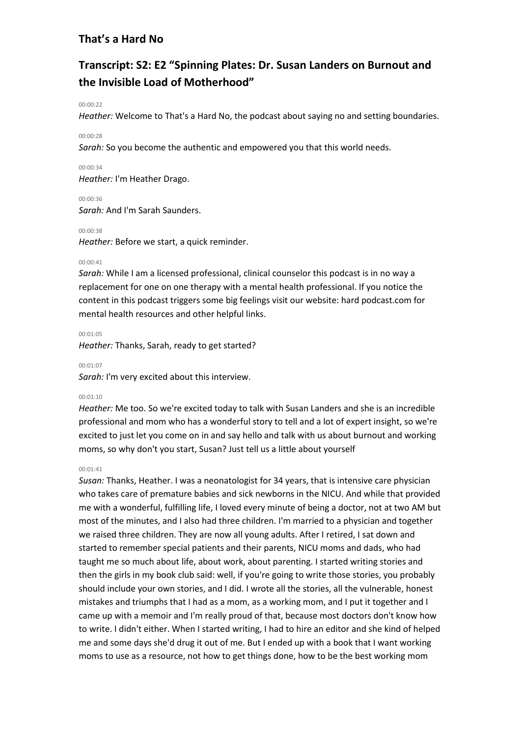## That's a Hard No

## Transcript: S2: E2 "Spinning Plates: Dr. Susan Landers on Burnout and the Invisible Load of Motherhood"

00:00:22

*Heather:* Welcome to That's a Hard No, the podcast about saying no and setting boundaries.

00:00:28

*Sarah:* So you become the authentic and empowered you that this world needs.

00:00:34

*Heather:* I'm Heather Drago.

00:00:36

*Sarah:* And I'm Sarah Saunders.

00:00:38

*Heather:* Before we start, a quick reminder.

00:00:41

*Sarah:* While I am a licensed professional, clinical counselor this podcast is in no way a replacement for one on one therapy with a mental health professional. If you notice the content in this podcast triggers some big feelings visit our website: hard podcast.com for mental health resources and other helpful links.

00:01:05

*Heather:* Thanks, Sarah, ready to get started?

00:01:07

*Sarah:* I'm very excited about this interview.

00:01:10

*Heather:* Me too. So we're excited today to talk with Susan Landers and she is an incredible professional and mom who has a wonderful story to tell and a lot of expert insight, so we're excited to just let you come on in and say hello and talk with us about burnout and working moms, so why don't you start, Susan? Just tell us a little about yourself

00:01:41

*Susan:* Thanks, Heather. I was a neonatologist for 34 years, that is intensive care physician who takes care of premature babies and sick newborns in the NICU. And while that provided me with a wonderful, fulfilling life, I loved every minute of being a doctor, not at two AM but most of the minutes, and I also had three children. I'm married to a physician and together we raised three children. They are now all young adults. After I retired, I sat down and started to remember special patients and their parents, NICU moms and dads, who had taught me so much about life, about work, about parenting. I started writing stories and then the girls in my book club said: well, if you're going to write those stories, you probably should include your own stories, and I did. I wrote all the stories, all the vulnerable, honest mistakes and triumphs that I had as a mom, as a working mom, and I put it together and I came up with a memoir and I'm really proud of that, because most doctors don't know how to write. I didn't either. When I started writing, I had to hire an editor and she kind of helped me and some days she'd drug it out of me. But I ended up with a book that I want working moms to use as a resource, not how to get things done, how to be the best working mom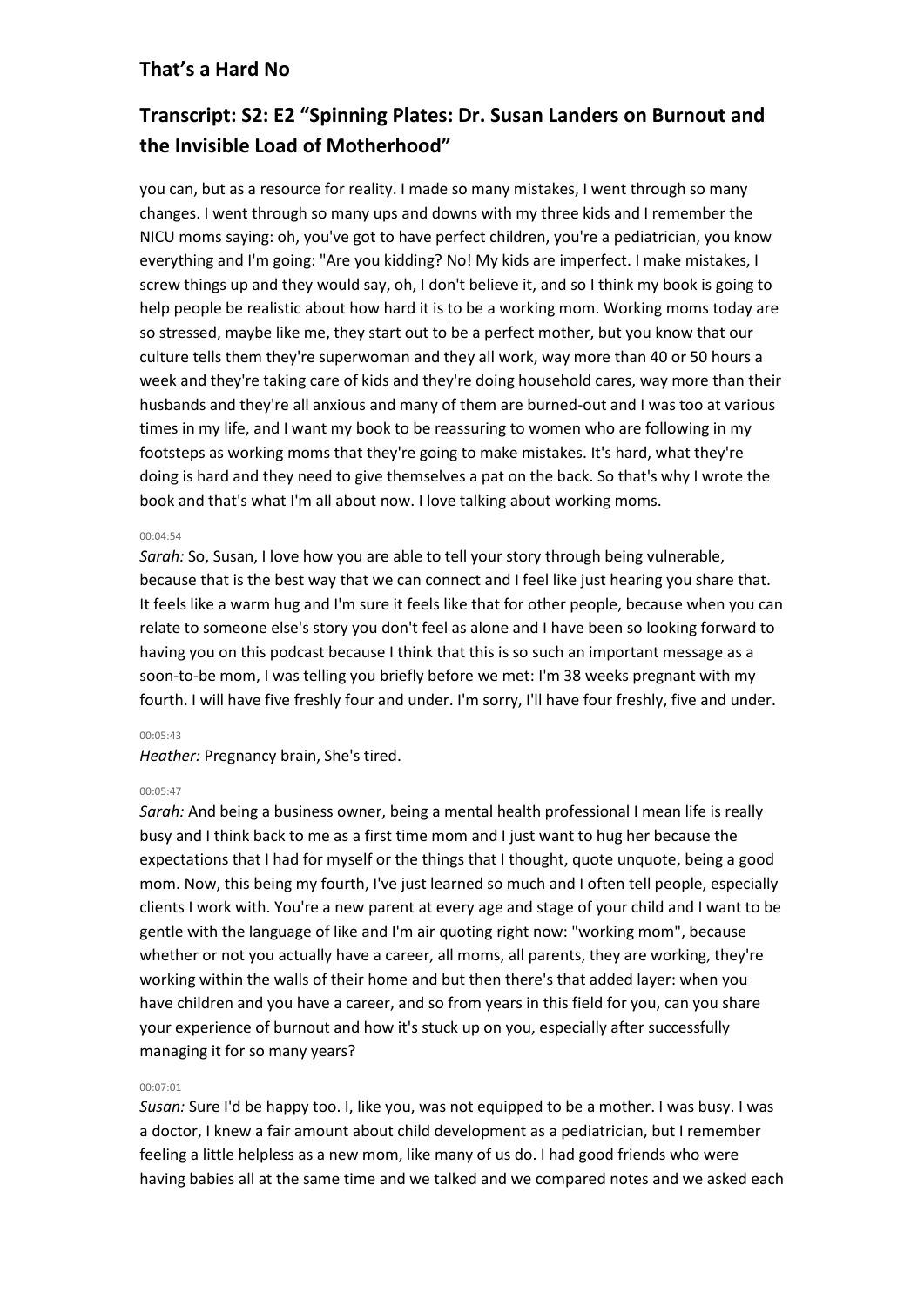you can, but as a resource for reality. I made so many mistakes, I went through so many changes. I went through so many ups and downs with my three kids and I remember the NICU moms saying: oh, you've got to have perfect children, you're a pediatrician, you know everything and I'm going: "Are you kidding? No! My kids are imperfect. I make mistakes, I screw things up and they would say, oh, I don't believe it, and so I think my book is going to help people be realistic about how hard it is to be a working mom. Working moms today are so stressed, maybe like me, they start out to be a perfect mother, but you know that our culture tells them they're superwoman and they all work, way more than 40 or 50 hours a week and they're taking care of kids and they're doing household cares, way more than their husbands and they're all anxious and many of them are burned-out and I was too at various times in my life, and I want my book to be reassuring to women who are following in my footsteps as working moms that they're going to make mistakes. It's hard, what they're doing is hard and they need to give themselves a pat on the back. So that's why I wrote the book and that's what I'm all about now. I love talking about working moms.

00:04:54

*Sarah:* So, Susan, I love how you are able to tell your story through being vulnerable, because that is the best way that we can connect and I feel like just hearing you share that. It feels like a warm hug and I'm sure it feels like that for other people, because when you can relate to someone else's story you don't feel as alone and I have been so looking forward to having you on this podcast because I think that this is so such an important message as a soon-to-be mom, I was telling you briefly before we met: I'm 38 weeks pregnant with my fourth. I will have five freshly four and under. I'm sorry, I'll have four freshly, five and under.

00:05:43

*Heather:* Pregnancy brain, She's tired.

00:05:47

*Sarah:* And being a business owner, being a mental health professional I mean life is really busy and I think back to me as a first time mom and I just want to hug her because the expectations that I had for myself or the things that I thought, quote unquote, being a good mom. Now, this being my fourth, I've just learned so much and I often tell people, especially clients I work with. You're a new parent at every age and stage of your child and I want to be gentle with the language of like and I'm air quoting right now: "working mom", because whether or not you actually have a career, all moms, all parents, they are working, they're working within the walls of their home and but then there's that added layer: when you have children and you have a career, and so from years in this field for you, can you share your experience of burnout and how it's stuck up on you, especially after successfully managing it for so many years?

00:07:01

*Susan:* Sure I'd be happy too. I, like you, was not equipped to be a mother. I was busy. I was a doctor, I knew a fair amount about child development as a pediatrician, but I remember feeling a little helpless as a new mom, like many of us do. I had good friends who were having babies all at the same time and we talked and we compared notes and we asked each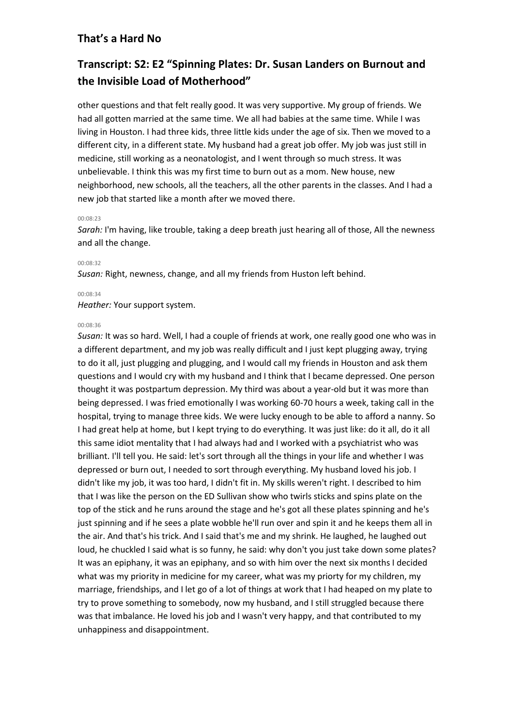other questions and that felt really good. It was very supportive. My group of friends. We had all gotten married at the same time. We all had babies at the same time. While I was living in Houston. I had three kids, three little kids under the age of six. Then we moved to a different city, in a different state. My husband had a great job offer. My job was just still in medicine, still working as a neonatologist, and I went through so much stress. It was unbelievable. I think this was my first time to burn out as a mom. New house, new neighborhood, new schools, all the teachers, all the other parents in the classes. And I had a new job that started like a month after we moved there.

00:08:23

*Sarah:* I'm having, like trouble, taking a deep breath just hearing all of those, All the newness and all the change.

00:08:32

*Susan:* Right, newness, change, and all my friends from Huston left behind.

00:08:34

*Heather:* Your support system.

00:08:36

*Susan:* It was so hard. Well, I had a couple of friends at work, one really good one who was in a different department, and my job was really difficult and I just kept plugging away, trying to do it all, just plugging and plugging, and I would call my friends in Houston and ask them questions and I would cry with my husband and I think that I became depressed. One person thought it was postpartum depression. My third was about a year-old but it was more than being depressed. I was fried emotionally I was working 60-70 hours a week, taking call in the hospital, trying to manage three kids. We were lucky enough to be able to afford a nanny. So I had great help at home, but I kept trying to do everything. It was just like: do it all, do it all this same idiot mentality that I had always had and I worked with a psychiatrist who was brilliant. I'll tell you. He said: let's sort through all the things in your life and whether I was depressed or burn out, I needed to sort through everything. My husband loved his job. I didn't like my job, it was too hard, I didn't fit in. My skills weren't right. I described to him that I was like the person on the ED Sullivan show who twirls sticks and spins plate on the top of the stick and he runs around the stage and he's got all these plates spinning and he's just spinning and if he sees a plate wobble he'll run over and spin it and he keeps them all in the air. And that's his trick. And I said that's me and my shrink. He laughed, he laughed out loud, he chuckled I said what is so funny, he said: why don't you just take down some plates? It was an epiphany, it was an epiphany, and so with him over the next six months I decided what was my priority in medicine for my career, what was my priorty for my children, my marriage, friendships, and I let go of a lot of things at work that I had heaped on my plate to try to prove something to somebody, now my husband, and I still struggled because there was that imbalance. He loved his job and I wasn't very happy, and that contributed to my unhappiness and disappointment.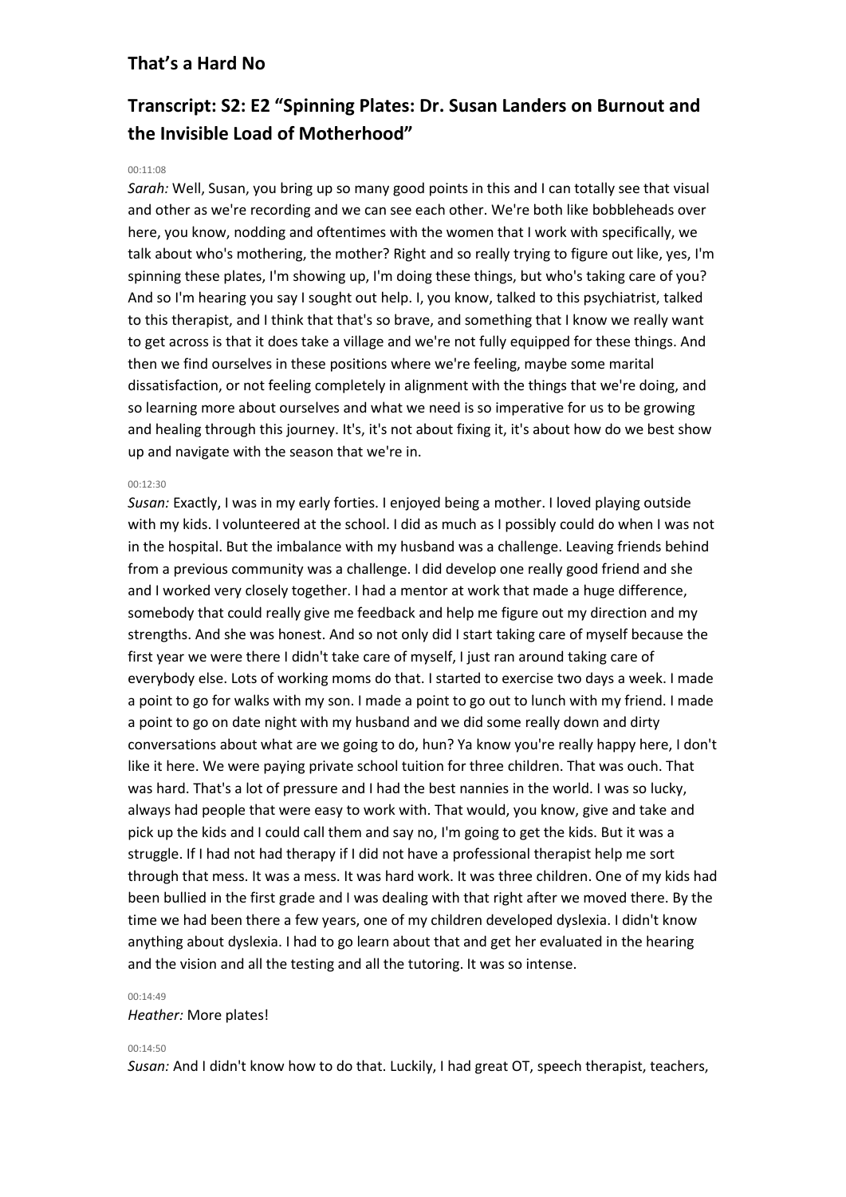## That's a Hard No

## Transcript: S2: E2 "Spinning Plates: Dr. Susan Landers on Burnout and the Invisible Load of Motherhood"

00:11:08

*Sarah:* Well, Susan, you bring up so many good points in this and I can totally see that visual and other as we're recording and we can see each other. We're both like bobbleheads over here, you know, nodding and oftentimes with the women that I work with specifically, we talk about who's mothering, the mother? Right and so really trying to figure out like, yes, I'm spinning these plates, I'm showing up, I'm doing these things, but who's taking care of you? And so I'm hearing you say I sought out help. I, you know, talked to this psychiatrist, talked to this therapist, and I think that that's so brave, and something that I know we really want to get across is that it does take a village and we're not fully equipped for these things. And then we find ourselves in these positions where we're feeling, maybe some marital dissatisfaction, or not feeling completely in alignment with the things that we're doing, and so learning more about ourselves and what we need is so imperative for us to be growing and healing through this journey. It's, it's not about fixing it, it's about how do we best show up and navigate with the season that we're in.

00:12:30

*Susan:* Exactly, I was in my early forties. I enjoyed being a mother. I loved playing outside with my kids. I volunteered at the school. I did as much as I possibly could do when I was not in the hospital. But the imbalance with my husband was a challenge. Leaving friends behind from a previous community was a challenge. I did develop one really good friend and she and I worked very closely together. I had a mentor at work that made a huge difference, somebody that could really give me feedback and help me figure out my direction and my strengths. And she was honest. And so not only did I start taking care of myself because the first year we were there I didn't take care of myself, I just ran around taking care of everybody else. Lots of working moms do that. I started to exercise two days a week. I made a point to go for walks with my son. I made a point to go out to lunch with my friend. I made a point to go on date night with my husband and we did some really down and dirty conversations about what are we going to do, hun? Ya know you're really happy here, I don't like it here. We were paying private school tuition for three children. That was ouch. That was hard. That's a lot of pressure and I had the best nannies in the world. I was so lucky, always had people that were easy to work with. That would, you know, give and take and pick up the kids and I could call them and say no, I'm going to get the kids. But it was a struggle. If I had not had therapy if I did not have a professional therapist help me sort through that mess. It was a mess. It was hard work. It was three children. One of my kids had been bullied in the first grade and I was dealing with that right after we moved there. By the time we had been there a few years, one of my children developed dyslexia. I didn't know anything about dyslexia. I had to go learn about that and get her evaluated in the hearing and the vision and all the testing and all the tutoring. It was so intense.

00:14:49

*Heather:* More plates!

00:14:50

*Susan:* And I didn't know how to do that. Luckily, I had great OT, speech therapist, teachers,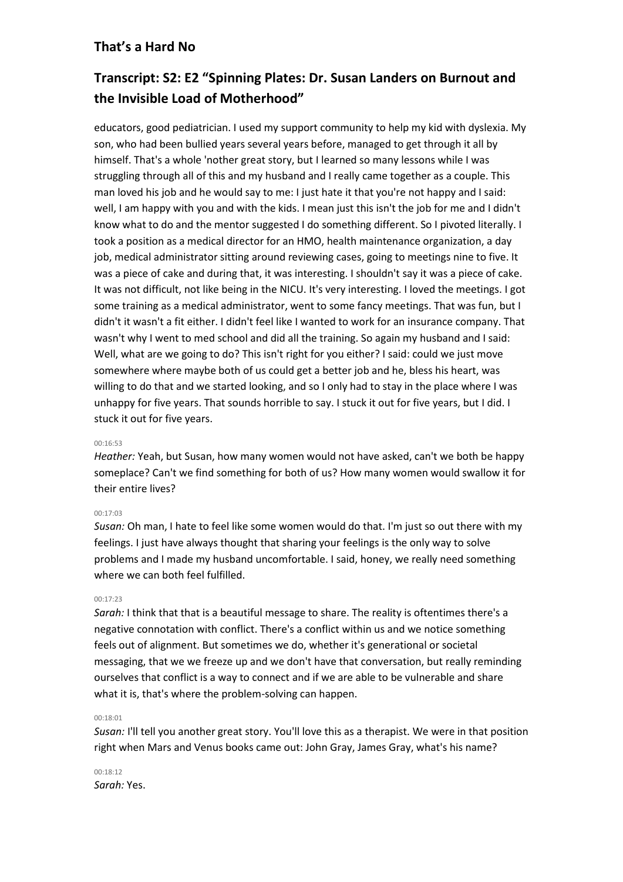educators, good pediatrician. I used my support community to help my kid with dyslexia. My son, who had been bullied years several years before, managed to get through it all by himself. That's a whole 'nother great story, but I learned so many lessons while I was struggling through all of this and my husband and I really came together as a couple. This man loved his job and he would say to me: I just hate it that you're not happy and I said: well, I am happy with you and with the kids. I mean just this isn't the job for me and I didn't know what to do and the mentor suggested I do something different. So I pivoted literally. I took a position as a medical director for an HMO, health maintenance organization, a day job, medical administrator sitting around reviewing cases, going to meetings nine to five. It was a piece of cake and during that, it was interesting. I shouldn't say it was a piece of cake. It was not difficult, not like being in the NICU. It's very interesting. I loved the meetings. I got some training as a medical administrator, went to some fancy meetings. That was fun, but I didn't it wasn't a fit either. I didn't feel like I wanted to work for an insurance company. That wasn't why I went to med school and did all the training. So again my husband and I said: Well, what are we going to do? This isn't right for you either? I said: could we just move somewhere where maybe both of us could get a better job and he, bless his heart, was willing to do that and we started looking, and so I only had to stay in the place where I was unhappy for five years. That sounds horrible to say. I stuck it out for five years, but I did. I stuck it out for five years.

00:16:53

*Heather:* Yeah, but Susan, how many women would not have asked, can't we both be happy someplace? Can't we find something for both of us? How many women would swallow it for their entire lives?

00:17:03

*Susan:* Oh man, I hate to feel like some women would do that. I'm just so out there with my feelings. I just have always thought that sharing your feelings is the only way to solve problems and I made my husband uncomfortable. I said, honey, we really need something where we can both feel fulfilled.

00:17:23

*Sarah:* I think that that is a beautiful message to share. The reality is oftentimes there's a negative connotation with conflict. There's a conflict within us and we notice something feels out of alignment. But sometimes we do, whether it's generational or societal messaging, that we we freeze up and we don't have that conversation, but really reminding ourselves that conflict is a way to connect and if we are able to be vulnerable and share what it is, that's where the problem-solving can happen.

00:18:01

*Susan:* I'll tell you another great story. You'll love this as a therapist. We were in that position right when Mars and Venus books came out: John Gray, James Gray, what's his name?

00:18:12

*Sarah:* Yes.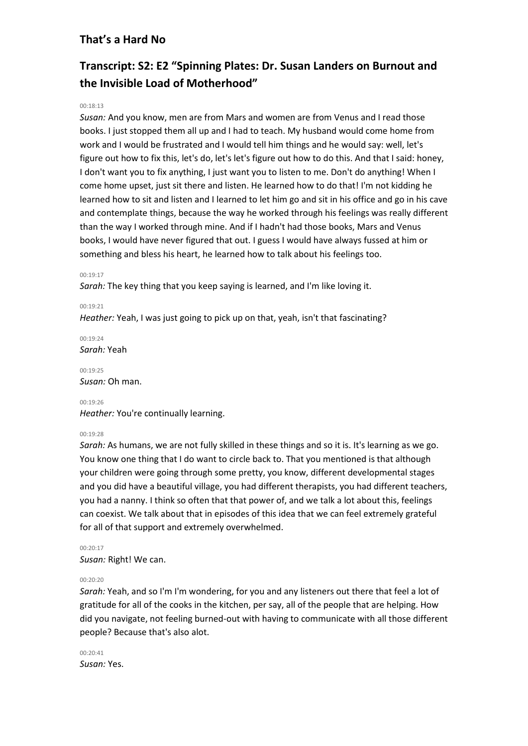## That's a Hard No

## Transcript: S2: E2 "Spinning Plates: Dr. Susan Landers on Burnout and the Invisible Load of Motherhood"

00:18:13

*Susan:* And you know, men are from Mars and women are from Venus and I read those books. I just stopped them all up and I had to teach. My husband would come home from work and I would be frustrated and I would tell him things and he would say: well, let's figure out how to fix this, let's do, let's let's figure out how to do this. And that I said: honey, I don't want you to fix anything, I just want you to listen to me. Don't do anything! When I come home upset, just sit there and listen. He learned how to do that! I'm not kidding he learned how to sit and listen and I learned to let him go and sit in his office and go in his cave and contemplate things, because the way he worked through his feelings was really different than the way I worked through mine. And if I hadn't had those books, Mars and Venus books, I would have never figured that out. I guess I would have always fussed at him or something and bless his heart, he learned how to talk about his feelings too.

00:19:17

*Sarah:* The key thing that you keep saying is learned, and I'm like loving it.

00:19:21

*Heather:* Yeah, I was just going to pick up on that, yeah, isn't that fascinating?

00:19:24

*Sarah:* Yeah

00:19:25

*Susan:* Oh man.

00:19:26

*Heather:* You're continually learning.

00:19:28

*Sarah:* As humans, we are not fully skilled in these things and so it is. It's learning as we go. You know one thing that I do want to circle back to. That you mentioned is that although your children were going through some pretty, you know, different developmental stages and you did have a beautiful village, you had different therapists, you had different teachers, you had a nanny. I think so often that that power of, and we talk a lot about this, feelings can coexist. We talk about that in episodes of this idea that we can feel extremely grateful for all of that support and extremely overwhelmed.

00:20:17

*Susan:* Right! We can.

00:20:20

*Sarah:* Yeah, and so I'm I'm wondering, for you and any listeners out there that feel a lot of gratitude for all of the cooks in the kitchen, per say, all of the people that are helping. How did you navigate, not feeling burned-out with having to communicate with all those different people? Because that's also alot.

00:20:41

*Susan:* Yes.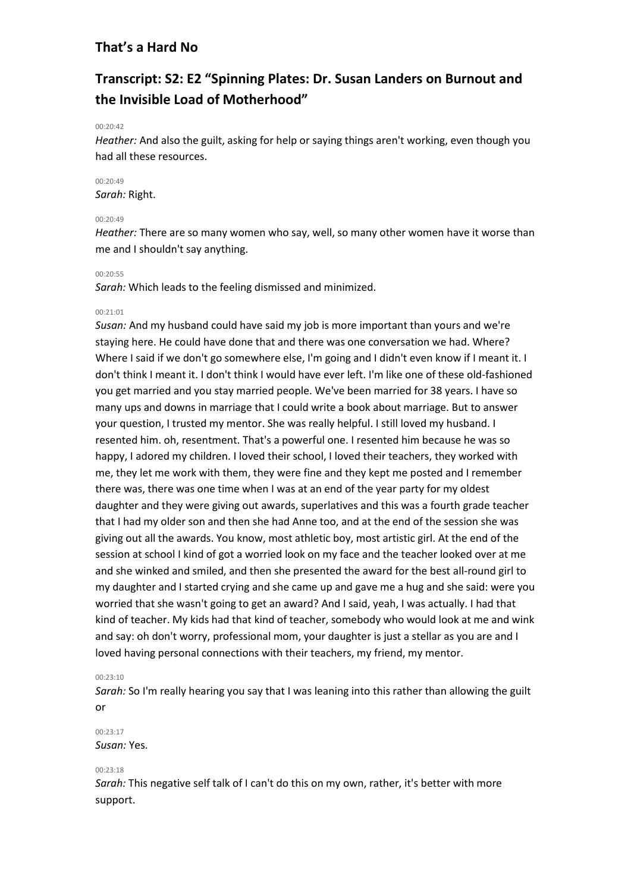## That's a Hard No

## Transcript: S2: E2 "Spinning Plates: Dr. Susan Landers on Burnout and the Invisible Load of Motherhood"

00:20:42

*Heather:* And also the guilt, asking for help or saying things aren't working, even though you had all these resources.

00:20:49

*Sarah:* Right.

00:20:49

*Heather:* There are so many women who say, well, so many other women have it worse than me and I shouldn't say anything.

00:20:55

*Sarah:* Which leads to the feeling dismissed and minimized.

00:21:01

*Susan:* And my husband could have said my job is more important than yours and we're staying here. He could have done that and there was one conversation we had. Where? Where I said if we don't go somewhere else, I'm going and I didn't even know if I meant it. I don't think I meant it. I don't think I would have ever left. I'm like one of these old-fashioned you get married and you stay married people. We've been married for 38 years. I have so many ups and downs in marriage that I could write a book about marriage. But to answer your question, I trusted my mentor. She was really helpful. I still loved my husband. I resented him. oh, resentment. That's a powerful one. I resented him because he was so happy, I adored my children. I loved their school, I loved their teachers, they worked with me, they let me work with them, they were fine and they kept me posted and I remember there was, there was one time when I was at an end of the year party for my oldest daughter and they were giving out awards, superlatives and this was a fourth grade teacher that I had my older son and then she had Anne too, and at the end of the session she was giving out all the awards. You know, most athletic boy, most artistic girl. At the end of the session at school I kind of got a worried look on my face and the teacher looked over at me and she winked and smiled, and then she presented the award for the best all-round girl to my daughter and I started crying and she came up and gave me a hug and she said: were you worried that she wasn't going to get an award? And I said, yeah, I was actually. I had that kind of teacher. My kids had that kind of teacher, somebody who would look at me and wink and say: oh don't worry, professional mom, your daughter is just a stellar as you are and I loved having personal connections with their teachers, my friend, my mentor.

00:23:10

*Sarah:* So I'm really hearing you say that I was leaning into this rather than allowing the guilt or

00:23:17

*Susan:* Yes.

00:23:18

*Sarah:* This negative self talk of I can't do this on my own, rather, it's better with more support.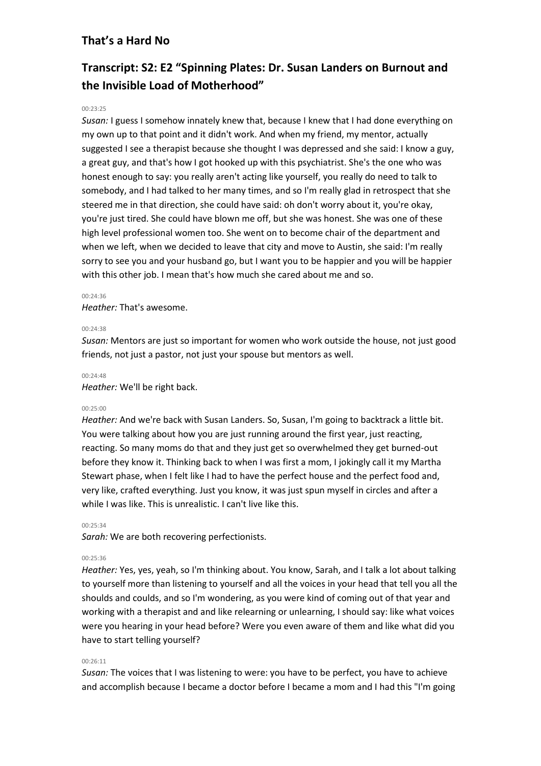## That's a Hard No

## Transcript: S2: E2 "Spinning Plates: Dr. Susan Landers on Burnout and the Invisible Load of Motherhood"

00:23:25

*Susan:* I guess I somehow innately knew that, because I knew that I had done everything on my own up to that point and it didn't work. And when my friend, my mentor, actually suggested I see a therapist because she thought I was depressed and she said: I know a guy, a great guy, and that's how I got hooked up with this psychiatrist. She's the one who was honest enough to say: you really aren't acting like yourself, you really do need to talk to somebody, and I had talked to her many times, and so I'm really glad in retrospect that she steered me in that direction, she could have said: oh don't worry about it, you're okay, you're just tired. She could have blown me off, but she was honest. She was one of these high level professional women too. She went on to become chair of the department and when we left, when we decided to leave that city and move to Austin, she said: I'm really sorry to see you and your husband go, but I want you to be happier and you will be happier with this other job. I mean that's how much she cared about me and so.

00:24:36

*Heather:* That's awesome.

00:24:38

*Susan:* Mentors are just so important for women who work outside the house, not just good friends, not just a pastor, not just your spouse but mentors as well.

00:24:48

*Heather:* We'll be right back.

00:25:00

*Heather:* And we're back with Susan Landers. So, Susan, I'm going to backtrack a little bit. You were talking about how you are just running around the first year, just reacting, reacting. So many moms do that and they just get so overwhelmed they get burned-out before they know it. Thinking back to when I was first a mom, I jokingly call it my Martha Stewart phase, when I felt like I had to have the perfect house and the perfect food and, very like, crafted everything. Just you know, it was just spun myself in circles and after a while I was like. This is unrealistic. I can't live like this.

00:25:34

*Sarah:* We are both recovering perfectionists.

00:25:36

*Heather:* Yes, yes, yeah, so I'm thinking about. You know, Sarah, and I talk a lot about talking to yourself more than listening to yourself and all the voices in your head that tell you all the shoulds and coulds, and so I'm wondering, as you were kind of coming out of that year and working with a therapist and and like relearning or unlearning, I should say: like what voices were you hearing in your head before? Were you even aware of them and like what did you have to start telling yourself?

00:26:11

*Susan:* The voices that I was listening to were: you have to be perfect, you have to achieve and accomplish because I became a doctor before I became a mom and I had this "I'm going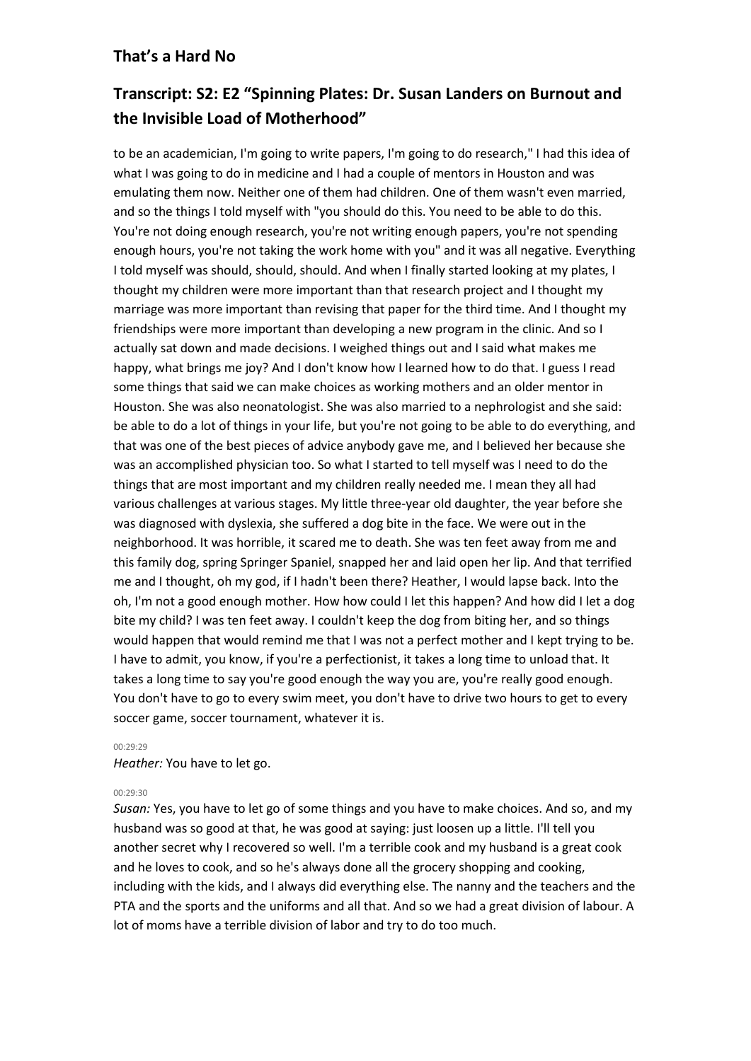to be an academician, I'm going to write papers, I'm going to do research," I had this idea of what I was going to do in medicine and I had a couple of mentors in Houston and was emulating them now. Neither one of them had children. One of them wasn't even married, and so the things I told myself with "you should do this. You need to be able to do this. You're not doing enough research, you're not writing enough papers, you're not spending enough hours, you're not taking the work home with you" and it was all negative. Everything I told myself was should, should, should. And when I finally started looking at my plates, I thought my children were more important than that research project and I thought my marriage was more important than revising that paper for the third time. And I thought my friendships were more important than developing a new program in the clinic. And so I actually sat down and made decisions. I weighed things out and I said what makes me happy, what brings me joy? And I don't know how I learned how to do that. I guess I read some things that said we can make choices as working mothers and an older mentor in Houston. She was also neonatologist. She was also married to a nephrologist and she said: be able to do a lot of things in your life, but you're not going to be able to do everything, and that was one of the best pieces of advice anybody gave me, and I believed her because she was an accomplished physician too. So what I started to tell myself was I need to do the things that are most important and my children really needed me. I mean they all had various challenges at various stages. My little three-year old daughter, the year before she was diagnosed with dyslexia, she suffered a dog bite in the face. We were out in the neighborhood. It was horrible, it scared me to death. She was ten feet away from me and this family dog, spring Springer Spaniel, snapped her and laid open her lip. And that terrified me and I thought, oh my god, if I hadn't been there? Heather, I would lapse back. Into the oh, I'm not a good enough mother. How how could I let this happen? And how did I let a dog bite my child? I was ten feet away. I couldn't keep the dog from biting her, and so things would happen that would remind me that I was not a perfect mother and I kept trying to be. I have to admit, you know, if you're a perfectionist, it takes a long time to unload that. It takes a long time to say you're good enough the way you are, you're really good enough. You don't have to go to every swim meet, you don't have to drive two hours to get to every soccer game, soccer tournament, whatever it is.

00:29:29

*Heather:* You have to let go.

00:29:30

*Susan:* Yes, you have to let go of some things and you have to make choices. And so, and my husband was so good at that, he was good at saying: just loosen up a little. I'll tell you another secret why I recovered so well. I'm a terrible cook and my husband is a great cook and he loves to cook, and so he's always done all the grocery shopping and cooking, including with the kids, and I always did everything else. The nanny and the teachers and the PTA and the sports and the uniforms and all that. And so we had a great division of labour. A lot of moms have a terrible division of labor and try to do too much.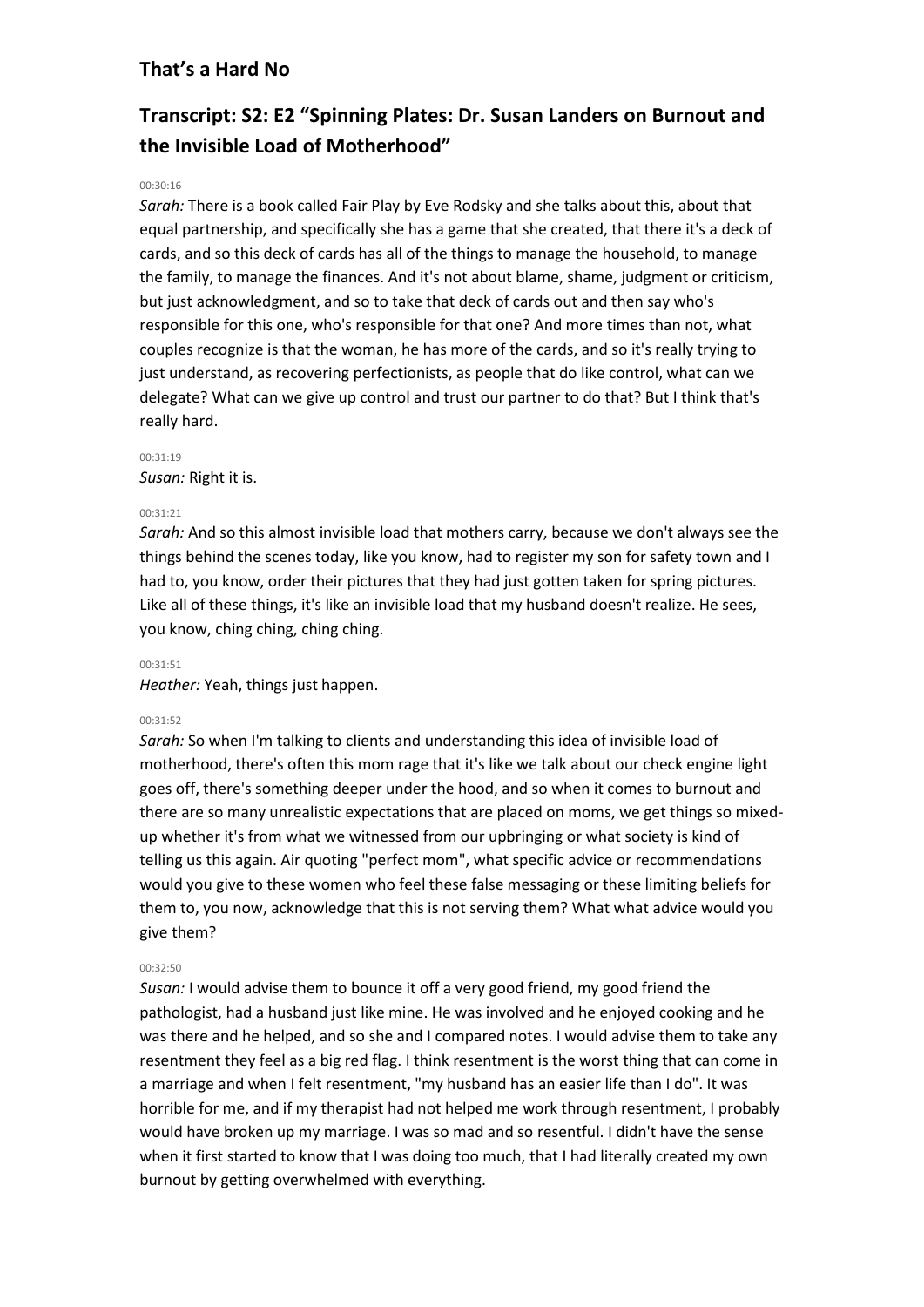## That's a Hard No

## Transcript: S2: E2 "Spinning Plates: Dr. Susan Landers on Burnout and the Invisible Load of Motherhood"

00:30:16

*Sarah:* There is a book called Fair Play by Eve Rodsky and she talks about this, about that equal partnership, and specifically she has a game that she created, that there it's a deck of cards, and so this deck of cards has all of the things to manage the household, to manage the family, to manage the finances. And it's not about blame, shame, judgment or criticism, but just acknowledgment, and so to take that deck of cards out and then say who's responsible for this one, who's responsible for that one? And more times than not, what couples recognize is that the woman, he has more of the cards, and so it's really trying to just understand, as recovering perfectionists, as people that do like control, what can we delegate? What can we give up control and trust our partner to do that? But I think that's really hard.

00:31:19

*Susan:* Right it is.

00:31:21

*Sarah:* And so this almost invisible load that mothers carry, because we don't always see the things behind the scenes today, like you know, had to register my son for safety town and I had to, you know, order their pictures that they had just gotten taken for spring pictures. Like all of these things, it's like an invisible load that my husband doesn't realize. He sees, you know, ching ching, ching ching.

00:31:51

*Heather:* Yeah, things just happen.

00:31:52

*Sarah:* So when I'm talking to clients and understanding this idea of invisible load of motherhood, there's often this mom rage that it's like we talk about our check engine light goes off, there's something deeper under the hood, and so when it comes to burnout and there are so many unrealistic expectations that are placed on moms, we get things so mixed-up whether it's from what we witnessed from our upbringing or what society is kind of telling us this again. Air quoting "perfect mom", what specific advice or recommendations would you give to these women who feel these false messaging or these limiting beliefs for them to, you now, acknowledge that this is not serving them? What what advice would you give them?

00:32:50

*Susan:* I would advise them to bounce it off a very good friend, my good friend the pathologist, had a husband just like mine. He was involved and he enjoyed cooking and he was there and he helped, and so she and I compared notes. I would advise them to take any resentment they feel as a big red flag. I think resentment is the worst thing that can come in a marriage and when I felt resentment, "my husband has an easier life than I do". It was horrible for me, and if my therapist had not helped me work through resentment, I probably would have broken up my marriage. I was so mad and so resentful. I didn't have the sense when it first started to know that I was doing too much, that I had literally created my own burnout by getting overwhelmed with everything.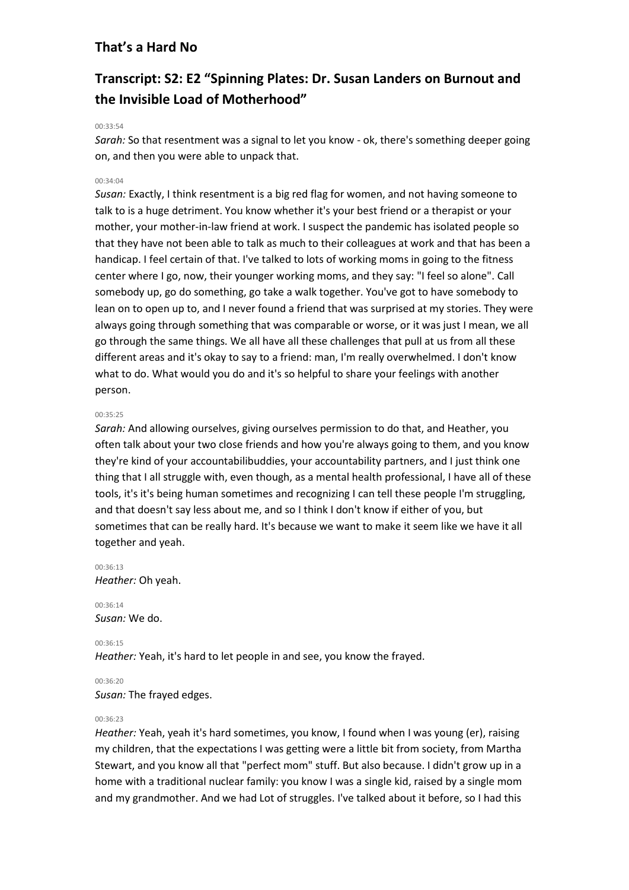## That's a Hard No

## Transcript: S2: E2 "Spinning Plates: Dr. Susan Landers on Burnout and the Invisible Load of Motherhood"

00:33:54

*Sarah:* So that resentment was a signal to let you know - ok, there's something deeper going on, and then you were able to unpack that.

00:34:04

*Susan:* Exactly, I think resentment is a big red flag for women, and not having someone to talk to is a huge detriment. You know whether it's your best friend or a therapist or your mother, your mother-in-law friend at work. I suspect the pandemic has isolated people so that they have not been able to talk as much to their colleagues at work and that has been a handicap. I feel certain of that. I've talked to lots of working moms in going to the fitness center where I go, now, their younger working moms, and they say: "I feel so alone". Call somebody up, go do something, go take a walk together. You've got to have somebody to lean on to open up to, and I never found a friend that was surprised at my stories. They were always going through something that was comparable or worse, or it was just I mean, we all go through the same things. We all have all these challenges that pull at us from all these different areas and it's okay to say to a friend: man, I'm really overwhelmed. I don't know what to do. What would you do and it's so helpful to share your feelings with another person.

00:35:25

*Sarah:* And allowing ourselves, giving ourselves permission to do that, and Heather, you often talk about your two close friends and how you're always going to them, and you know they're kind of your accountabilibuddies, your accountability partners, and I just think one thing that I all struggle with, even though, as a mental health professional, I have all of these tools, it's it's being human sometimes and recognizing I can tell these people I'm struggling, and that doesn't say less about me, and so I think I don't know if either of you, but sometimes that can be really hard. It's because we want to make it seem like we have it all together and yeah.

00:36:13

*Heather:* Oh yeah.

00:36:14

*Susan:* We do.

00:36:15

*Heather:* Yeah, it's hard to let people in and see, you know the frayed.

00:36:20

*Susan:* The frayed edges.

00:36:23

*Heather:* Yeah, yeah it's hard sometimes, you know, I found when I was young (er), raising my children, that the expectations I was getting were a little bit from society, from Martha Stewart, and you know all that "perfect mom" stuff. But also because. I didn't grow up in a home with a traditional nuclear family: you know I was a single kid, raised by a single mom and my grandmother. And we had Lot of struggles. I've talked about it before, so I had this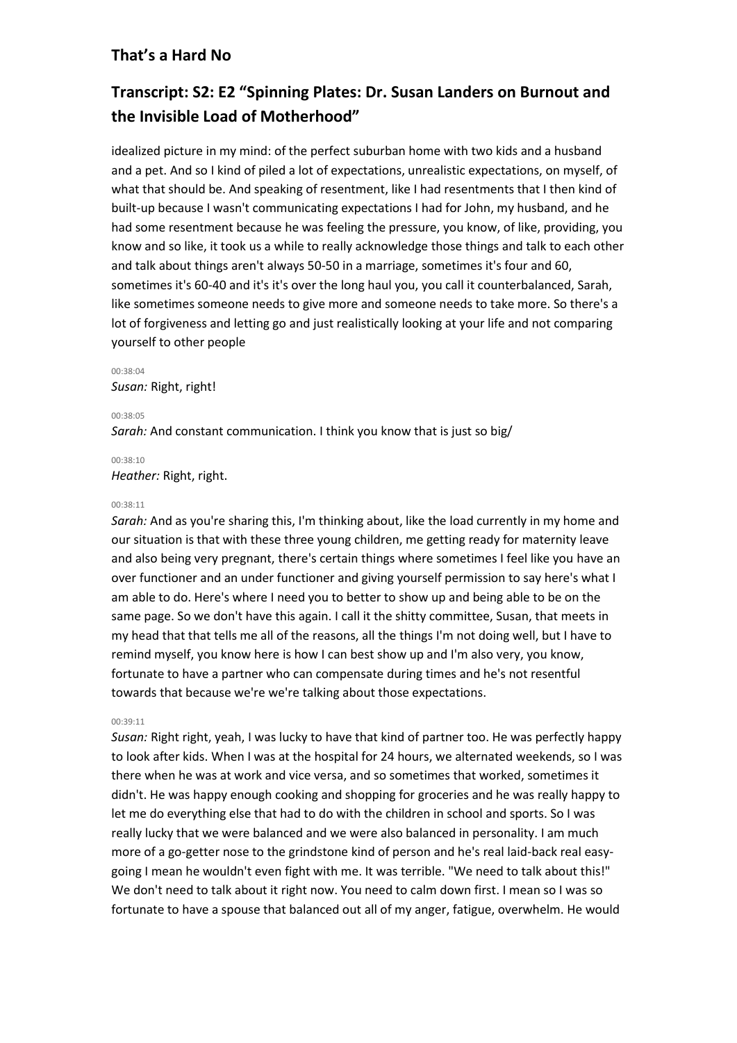idealized picture in my mind: of the perfect suburban home with two kids and a husband and a pet. And so I kind of piled a lot of expectations, unrealistic expectations, on myself, of what that should be. And speaking of resentment, like I had resentments that I then kind of built-up because I wasn't communicating expectations I had for John, my husband, and he had some resentment because he was feeling the pressure, you know, of like, providing, you know and so like, it took us a while to really acknowledge those things and talk to each other and talk about things aren't always 50-50 in a marriage, sometimes it's four and 60, sometimes it's 60-40 and it's it's over the long haul you, you call it counterbalanced, Sarah, like sometimes someone needs to give more and someone needs to take more. So there's a lot of forgiveness and letting go and just realistically looking at your life and not comparing yourself to other people

00:38:04

*Susan:* Right, right!

00:38:05

*Sarah:* And constant communication. I think you know that is just so big/

00:38:10

*Heather:* Right, right.

00:38:11

*Sarah:* And as you're sharing this, I'm thinking about, like the load currently in my home and our situation is that with these three young children, me getting ready for maternity leave and also being very pregnant, there's certain things where sometimes I feel like you have an over functioner and an under functioner and giving yourself permission to say here's what I am able to do. Here's where I need you to better to show up and being able to be on the same page. So we don't have this again. I call it the shitty committee, Susan, that meets in my head that that tells me all of the reasons, all the things I'm not doing well, but I have to remind myself, you know here is how I can best show up and I'm also very, you know, fortunate to have a partner who can compensate during times and he's not resentful towards that because we're we're talking about those expectations.

00:39:11

*Susan:* Right right, yeah, I was lucky to have that kind of partner too. He was perfectly happy to look after kids. When I was at the hospital for 24 hours, we alternated weekends, so I was there when he was at work and vice versa, and so sometimes that worked, sometimes it didn't. He was happy enough cooking and shopping for groceries and he was really happy to let me do everything else that had to do with the children in school and sports. So I was really lucky that we were balanced and we were also balanced in personality. I am much more of a go-getter nose to the grindstone kind of person and he's real laid-back real easy-going I mean he wouldn't even fight with me. It was terrible. "We need to talk about this!" We don't need to talk about it right now. You need to calm down first. I mean so I was so fortunate to have a spouse that balanced out all of my anger, fatigue, overwhelm. He would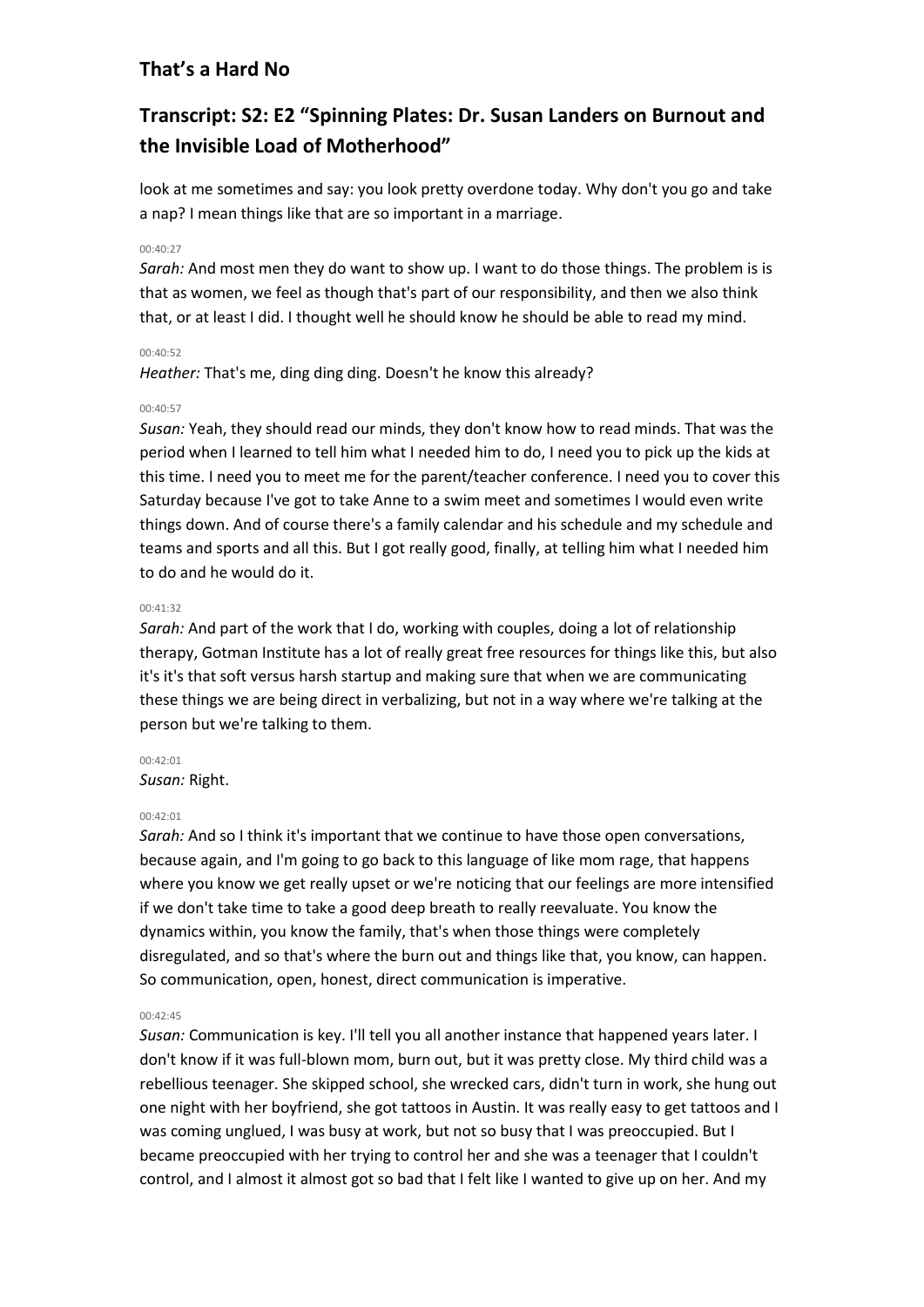look at me sometimes and say: you look pretty overdone today. Why don't you go and take a nap? I mean things like that are so important in a marriage.

00:40:27

*Sarah:* And most men they do want to show up. I want to do those things. The problem is is that as women, we feel as though that's part of our responsibility, and then we also think that, or at least I did. I thought well he should know he should be able to read my mind.

00:40:52

*Heather:* That's me, ding ding ding. Doesn't he know this already?

00:40:57

*Susan:* Yeah, they should read our minds, they don't know how to read minds. That was the period when I learned to tell him what I needed him to do, I need you to pick up the kids at this time. I need you to meet me for the parent/teacher conference. I need you to cover this Saturday because I've got to take Anne to a swim meet and sometimes I would even write things down. And of course there's a family calendar and his schedule and my schedule and teams and sports and all this. But I got really good, finally, at telling him what I needed him to do and he would do it.

00:41:32

*Sarah:* And part of the work that I do, working with couples, doing a lot of relationship therapy, Gotman Institute has a lot of really great free resources for things like this, but also it's it's that soft versus harsh startup and making sure that when we are communicating these things we are being direct in verbalizing, but not in a way where we're talking at the person but we're talking to them.

00:42:01

*Susan:* Right.

00:42:01

*Sarah:* And so I think it's important that we continue to have those open conversations, because again, and I'm going to go back to this language of like mom rage, that happens where you know we get really upset or we're noticing that our feelings are more intensified if we don't take time to take a good deep breath to really reevaluate. You know the dynamics within, you know the family, that's when those things were completely disregulated, and so that's where the burn out and things like that, you know, can happen. So communication, open, honest, direct communication is imperative.

00:42:45

*Susan:* Communication is key. I'll tell you all another instance that happened years later. I don't know if it was full-blown mom, burn out, but it was pretty close. My third child was a rebellious teenager. She skipped school, she wrecked cars, didn't turn in work, she hung out one night with her boyfriend, she got tattoos in Austin. It was really easy to get tattoos and I was coming unglued, I was busy at work, but not so busy that I was preoccupied. But I became preoccupied with her trying to control her and she was a teenager that I couldn't control, and I almost it almost got so bad that I felt like I wanted to give up on her. And my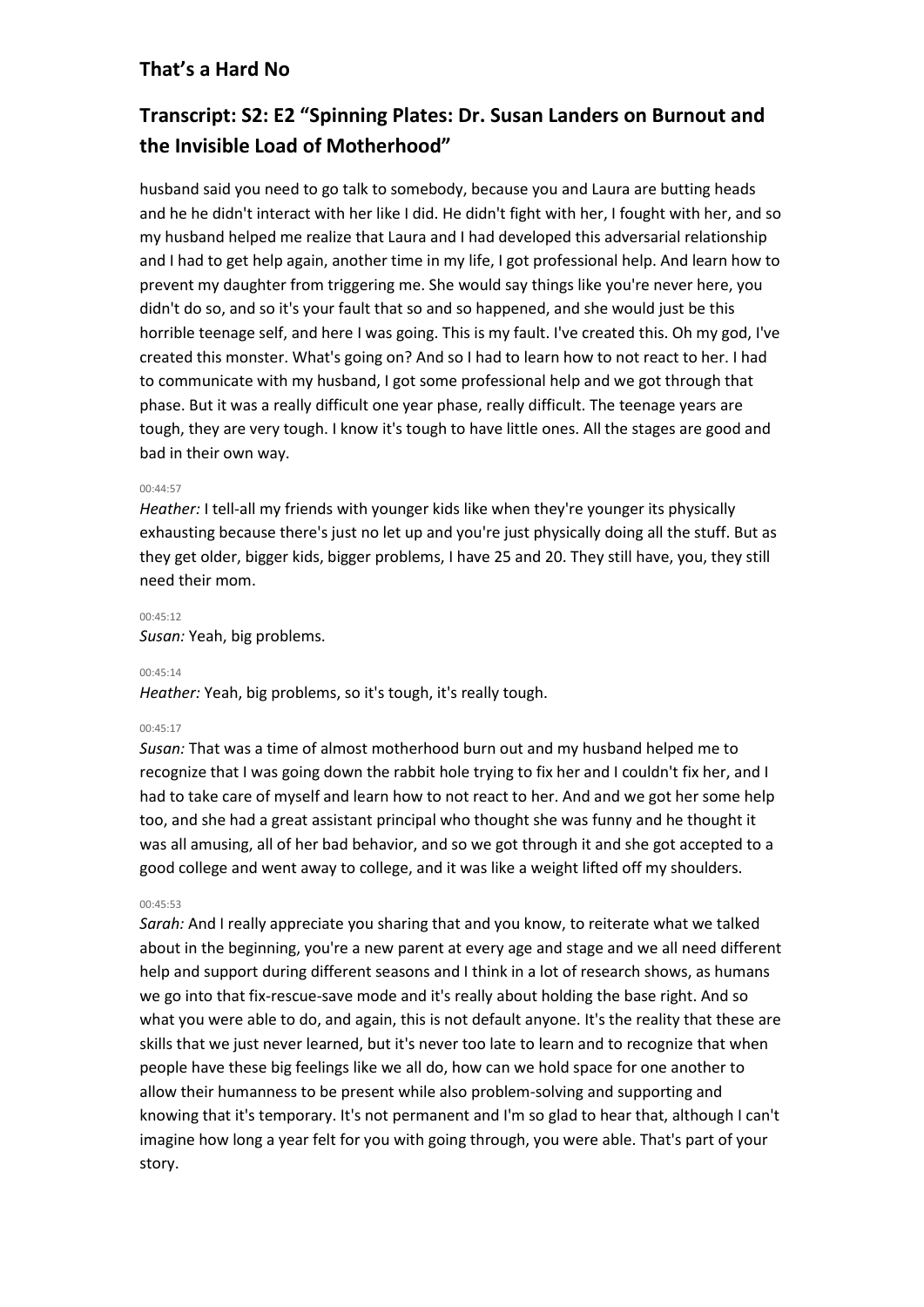husband said you need to go talk to somebody, because you and Laura are butting heads and he he didn't interact with her like I did. He didn't fight with her, I fought with her, and so my husband helped me realize that Laura and I had developed this adversarial relationship and I had to get help again, another time in my life, I got professional help. And learn how to prevent my daughter from triggering me. She would say things like you're never here, you didn't do so, and so it's your fault that so and so happened, and she would just be this horrible teenage self, and here I was going. This is my fault. I've created this. Oh my god, I've created this monster. What's going on? And so I had to learn how to not react to her. I had to communicate with my husband, I got some professional help and we got through that phase. But it was a really difficult one year phase, really difficult. The teenage years are tough, they are very tough. I know it's tough to have little ones. All the stages are good and bad in their own way.

00:44:57

*Heather:* I tell-all my friends with younger kids like when they're younger its physically exhausting because there's just no let up and you're just physically doing all the stuff. But as they get older, bigger kids, bigger problems, I have 25 and 20. They still have, you, they still need their mom.

00:45:12

*Susan:* Yeah, big problems.

00:45:14

*Heather:* Yeah, big problems, so it's tough, it's really tough.

00:45:17

*Susan:* That was a time of almost motherhood burn out and my husband helped me to recognize that I was going down the rabbit hole trying to fix her and I couldn't fix her, and I had to take care of myself and learn how to not react to her. And and we got her some help too, and she had a great assistant principal who thought she was funny and he thought it was all amusing, all of her bad behavior, and so we got through it and she got accepted to a good college and went away to college, and it was like a weight lifted off my shoulders.

00:45:53

*Sarah:* And I really appreciate you sharing that and you know, to reiterate what we talked about in the beginning, you're a new parent at every age and stage and we all need different help and support during different seasons and I think in a lot of research shows, as humans we go into that fix-rescue-save mode and it's really about holding the base right. And so what you were able to do, and again, this is not default anyone. It's the reality that these are skills that we just never learned, but it's never too late to learn and to recognize that when people have these big feelings like we all do, how can we hold space for one another to allow their humanness to be present while also problem-solving and supporting and knowing that it's temporary. It's not permanent and I'm so glad to hear that, although I can't imagine how long a year felt for you with going through, you were able. That's part of your story.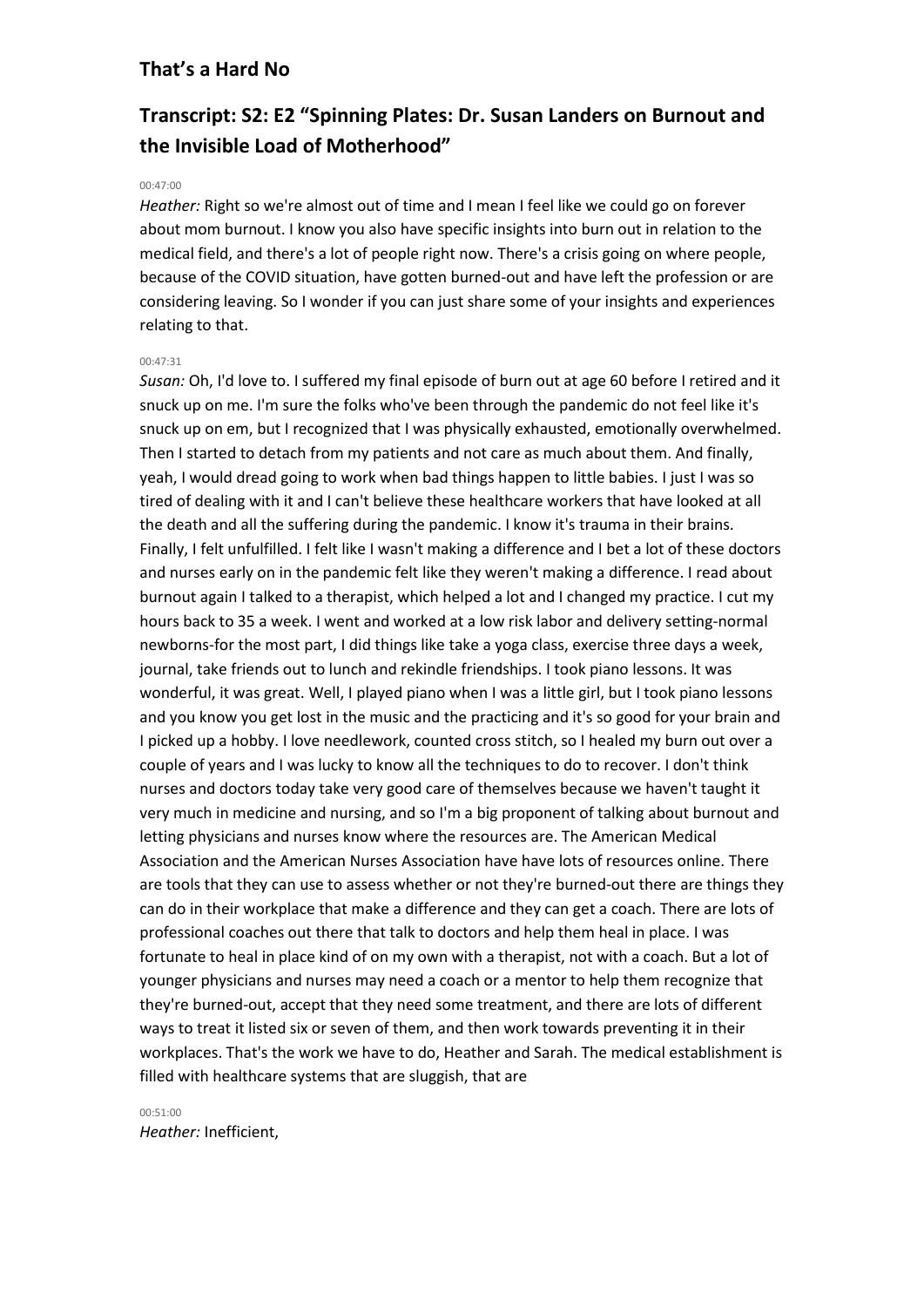## That's a Hard No

## Transcript: S2: E2 "Spinning Plates: Dr. Susan Landers on Burnout and the Invisible Load of Motherhood"

00:47:00

*Heather:* Right so we're almost out of time and I mean I feel like we could go on forever about mom burnout. I know you also have specific insights into burn out in relation to the medical field, and there's a lot of people right now. There's a crisis going on where people, because of the COVID situation, have gotten burned-out and have left the profession or are considering leaving. So I wonder if you can just share some of your insights and experiences relating to that.

00:47:31

*Susan:* Oh, I'd love to. I suffered my final episode of burn out at age 60 before I retired and it snuck up on me. I'm sure the folks who've been through the pandemic do not feel like it's snuck up on em, but I recognized that I was physically exhausted, emotionally overwhelmed. Then I started to detach from my patients and not care as much about them. And finally, yeah, I would dread going to work when bad things happen to little babies. I just I was so tired of dealing with it and I can't believe these healthcare workers that have looked at all the death and all the suffering during the pandemic. I know it's trauma in their brains. Finally, I felt unfulfilled. I felt like I wasn't making a difference and I bet a lot of these doctors and nurses early on in the pandemic felt like they weren't making a difference. I read about burnout again I talked to a therapist, which helped a lot and I changed my practice. I cut my hours back to 35 a week. I went and worked at a low risk labor and delivery setting-normal newborns-for the most part, I did things like take a yoga class, exercise three days a week, journal, take friends out to lunch and rekindle friendships. I took piano lessons. It was wonderful, it was great. Well, I played piano when I was a little girl, but I took piano lessons and you know you get lost in the music and the practicing and it's so good for your brain and I picked up a hobby. I love needlework, counted cross stitch, so I healed my burn out over a couple of years and I was lucky to know all the techniques to do to recover. I don't think nurses and doctors today take very good care of themselves because we haven't taught it very much in medicine and nursing, and so I'm a big proponent of talking about burnout and letting physicians and nurses know where the resources are. The American Medical Association and the American Nurses Association have have lots of resources online. There are tools that they can use to assess whether or not they're burned-out there are things they can do in their workplace that make a difference and they can get a coach. There are lots of professional coaches out there that talk to doctors and help them heal in place. I was fortunate to heal in place kind of on my own with a therapist, not with a coach. But a lot of younger physicians and nurses may need a coach or a mentor to help them recognize that they're burned-out, accept that they need some treatment, and there are lots of different ways to treat it listed six or seven of them, and then work towards preventing it in their workplaces. That's the work we have to do, Heather and Sarah. The medical establishment is filled with healthcare systems that are sluggish, that are

00:51:00

*Heather:* Inefficient,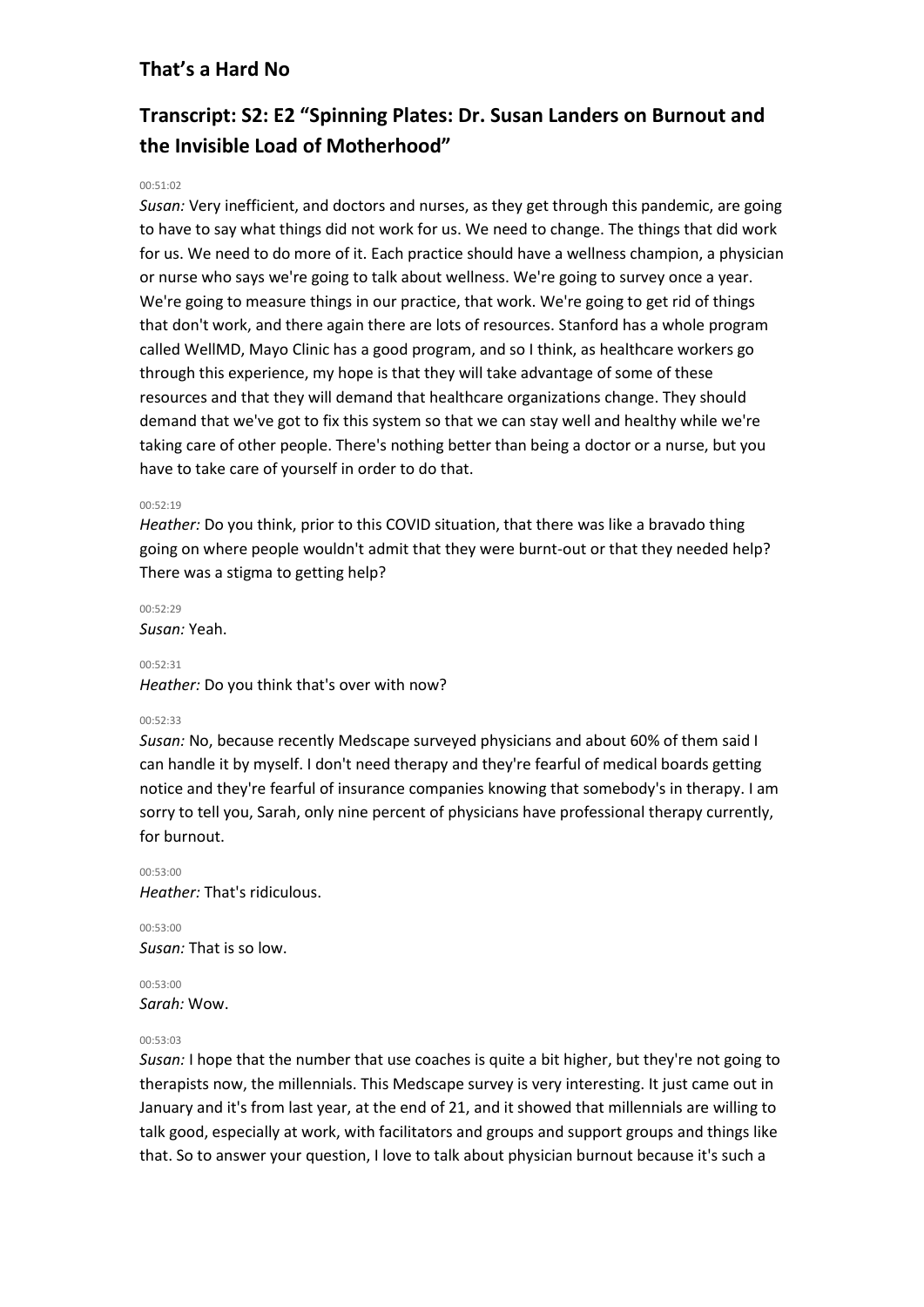## That's a Hard No

## Transcript: S2: E2 "Spinning Plates: Dr. Susan Landers on Burnout and the Invisible Load of Motherhood"

00:51:02

*Susan:* Very inefficient, and doctors and nurses, as they get through this pandemic, are going to have to say what things did not work for us. We need to change. The things that did work for us. We need to do more of it. Each practice should have a wellness champion, a physician or nurse who says we're going to talk about wellness. We're going to survey once a year. We're going to measure things in our practice, that work. We're going to get rid of things that don't work, and there again there are lots of resources. Stanford has a whole program called WellMD, Mayo Clinic has a good program, and so I think, as healthcare workers go through this experience, my hope is that they will take advantage of some of these resources and that they will demand that healthcare organizations change. They should demand that we've got to fix this system so that we can stay well and healthy while we're taking care of other people. There's nothing better than being a doctor or a nurse, but you have to take care of yourself in order to do that.

00:52:19

*Heather:* Do you think, prior to this COVID situation, that there was like a bravado thing going on where people wouldn't admit that they were burnt-out or that they needed help? There was a stigma to getting help?

00:52:29

*Susan:* Yeah.

00:52:31

*Heather:* Do you think that's over with now?

00:52:33

*Susan:* No, because recently Medscape surveyed physicians and about 60% of them said I can handle it by myself. I don't need therapy and they're fearful of medical boards getting notice and they're fearful of insurance companies knowing that somebody's in therapy. I am sorry to tell you, Sarah, only nine percent of physicians have professional therapy currently, for burnout.

00:53:00

*Heather:* That's ridiculous.

00:53:00

*Susan:* That is so low.

00:53:00

*Sarah:* Wow.

00:53:03

*Susan:* I hope that the number that use coaches is quite a bit higher, but they're not going to therapists now, the millennials. This Medscape survey is very interesting. It just came out in January and it's from last year, at the end of 21, and it showed that millennials are willing to talk good, especially at work, with facilitators and groups and support groups and things like that. So to answer your question, I love to talk about physician burnout because it's such a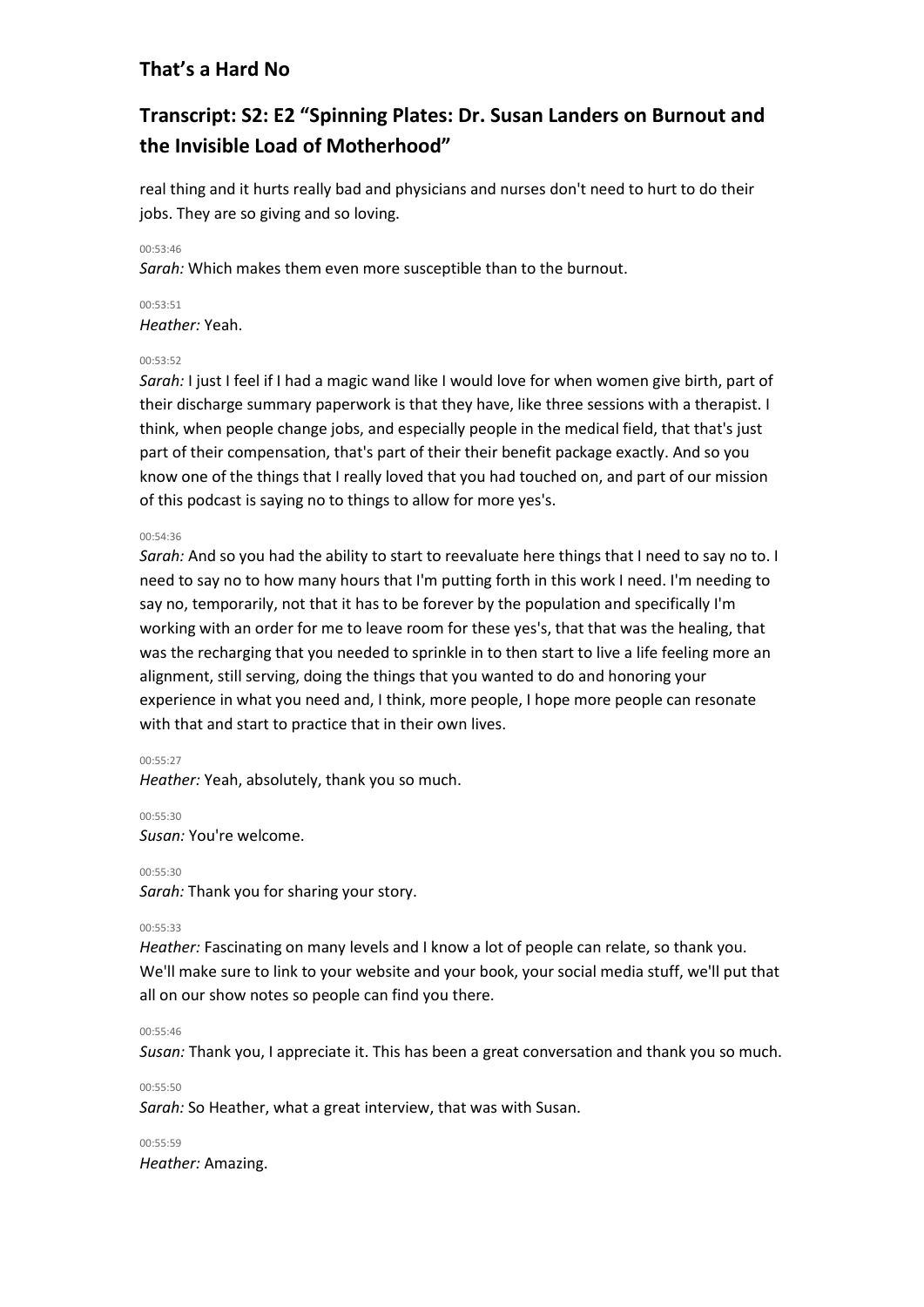real thing and it hurts really bad and physicians and nurses don't need to hurt to do their jobs. They are so giving and so loving.

00:53:46
*Sarah:* Which makes them even more susceptible than to the burnout.

00:53:51
*Heather:* Yeah.

00:53:52
*Sarah:* I just I feel if I had a magic wand like I would love for when women give birth, part of their discharge summary paperwork is that they have, like three sessions with a therapist. I think, when people change jobs, and especially people in the medical field, that that's just part of their compensation, that's part of their their benefit package exactly. And so you know one of the things that I really loved that you had touched on, and part of our mission of this podcast is saying no to things to allow for more yes's.

00:54:36
*Sarah:* And so you had the ability to start to reevaluate here things that I need to say no to. I need to say no to how many hours that I'm putting forth in this work I need. I'm needing to say no, temporarily, not that it has to be forever by the population and specifically I'm working with an order for me to leave room for these yes's, that that was the healing, that was the recharging that you needed to sprinkle in to then start to live a life feeling more an alignment, still serving, doing the things that you wanted to do and honoring your experience in what you need and, I think, more people, I hope more people can resonate with that and start to practice that in their own lives.

00:55:27
*Heather:* Yeah, absolutely, thank you so much.

00:55:30
*Susan:* You're welcome.

00:55:30
*Sarah:* Thank you for sharing your story.

00:55:33
*Heather:* Fascinating on many levels and I know a lot of people can relate, so thank you. We'll make sure to link to your website and your book, your social media stuff, we'll put that all on our show notes so people can find you there.

00:55:46
*Susan:* Thank you, I appreciate it. This has been a great conversation and thank you so much.

00:55:50
*Sarah:* So Heather, what a great interview, that was with Susan.

00:55:59
*Heather:* Amazing.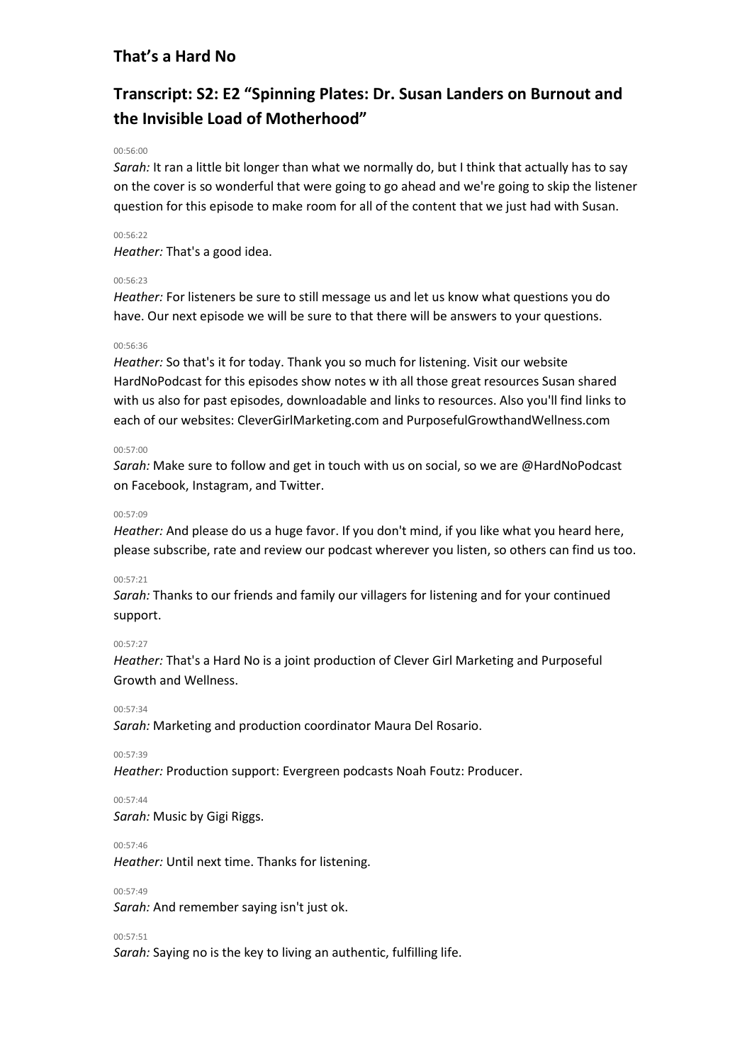## That's a Hard No

## Transcript: S2: E2 "Spinning Plates: Dr. Susan Landers on Burnout and the Invisible Load of Motherhood"

00:56:00

*Sarah:* It ran a little bit longer than what we normally do, but I think that actually has to say on the cover is so wonderful that were going to go ahead and we're going to skip the listener question for this episode to make room for all of the content that we just had with Susan.

00:56:22

*Heather:* That's a good idea.

00:56:23

*Heather:* For listeners be sure to still message us and let us know what questions you do have. Our next episode we will be sure to that there will be answers to your questions.

00:56:36

*Heather:* So that's it for today. Thank you so much for listening. Visit our website HardNoPodcast for this episodes show notes w ith all those great resources Susan shared with us also for past episodes, downloadable and links to resources. Also you'll find links to each of our websites: CleverGirlMarketing.com and PurposefulGrowthandWellness.com

00:57:00

*Sarah:* Make sure to follow and get in touch with us on social, so we are @HardNoPodcast on Facebook, Instagram, and Twitter.

00:57:09

*Heather:* And please do us a huge favor. If you don't mind, if you like what you heard here, please subscribe, rate and review our podcast wherever you listen, so others can find us too.

00:57:21

*Sarah:* Thanks to our friends and family our villagers for listening and for your continued support.

00:57:27

*Heather:* That's a Hard No is a joint production of Clever Girl Marketing and Purposeful Growth and Wellness.

00:57:34

*Sarah:* Marketing and production coordinator Maura Del Rosario.

00:57:39

*Heather:* Production support: Evergreen podcasts Noah Foutz: Producer.

00:57:44

*Sarah:* Music by Gigi Riggs.

00:57:46

*Heather:* Until next time. Thanks for listening.

00:57:49

*Sarah:* And remember saying isn't just ok.

00:57:51

*Sarah:* Saying no is the key to living an authentic, fulfilling life.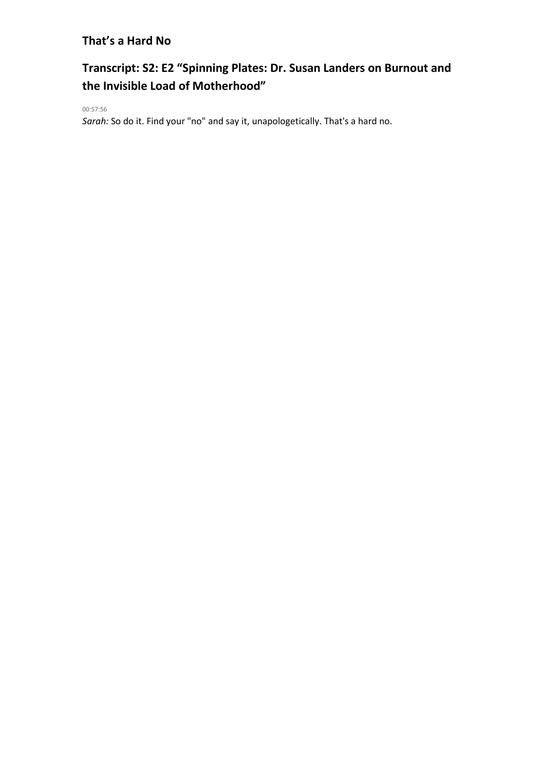## That’s a Hard No

## Transcript: S2: E2 “Spinning Plates: Dr. Susan Landers on Burnout and the Invisible Load of Motherhood”

00:57:56

*Sarah:* So do it. Find your "no" and say it, unapologetically. That's a hard no.